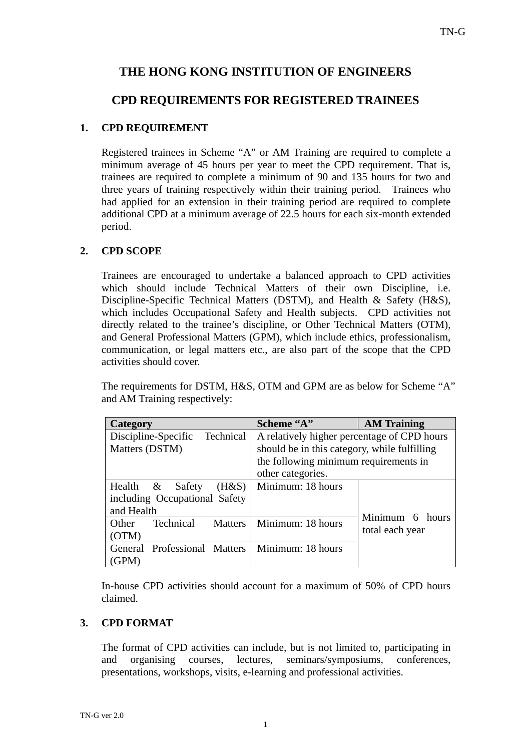# THE HONG KONG INSTITUTION OF ENGINEERS

## CPD REQUIREMENTS FOR REGISTERED TRAINEES

### 1. CPD REQUIREMENT

Registered trainees in Scheme "A" or AM Training are required to complete a minimum average of 45 hours per year to meet the CPD requirement. That is, trainees are required to complete a minimum of 90 and 135 hours for two and three years of training respectively within their training period. Trainees who had applied for an extension in their training period are required to complete additional CPD at a minimum average of 22.5 hours for each six-month extended period.

### 2. CPD SCOPE

Trainees are encouraged to undertake a balanced approach to CPD activities which should include Technical Matters of their own Discipline, i.e. Discipline-Specific Technical Matters (DSTM), and Health & Safety (H&S), which includes Occupational Safety and Health subjects. CPD activities not directly related to the trainee's discipline, or Other Technical Matters (OTM), and General Professional Matters (GPM), which include ethics, professionalism, communication, or legal matters etc., are also part of the scope that the CPD activities should cover.

The requirements for DSTM, H&S, OTM and GPM are as below for Scheme "A" and AM Training respectively:

| Category | Scheme "A" | AM Training |
|---|---|---|
| Discipline-Specific Technical Matters (DSTM) | A relatively higher percentage of CPD hours should be in this category, while fulfilling the following minimum requirements in other categories. | |
| Health & Safety (H&S) including Occupational Safety and Health | Minimum: 18 hours | Minimum 6 hours total each year |
| Other Technical Matters (OTM) | Minimum: 18 hours | |
| General Professional Matters (GPM) | Minimum: 18 hours | |

In-house CPD activities should account for a maximum of 50% of CPD hours claimed.

### 3. CPD FORMAT

The format of CPD activities can include, but is not limited to, participating in and organising courses, lectures, seminars/symposiums, conferences, presentations, workshops, visits, e-learning and professional activities.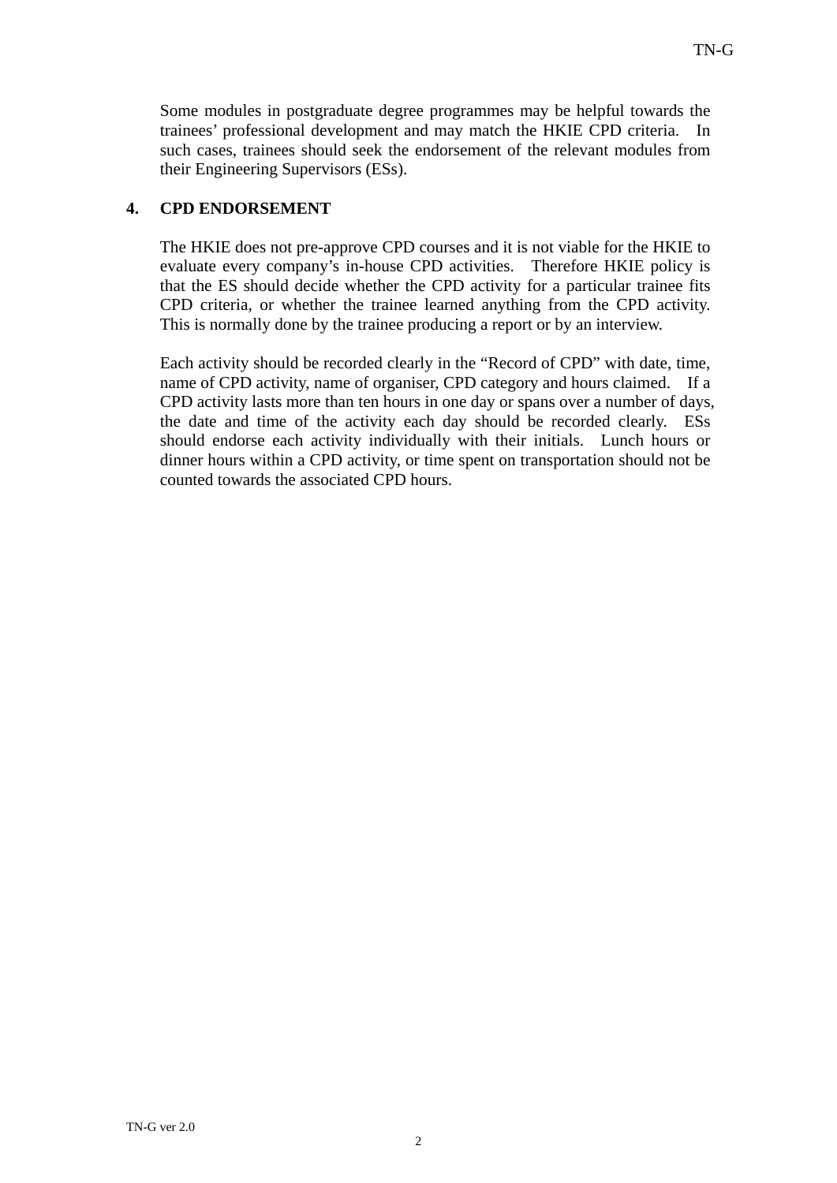Some modules in postgraduate degree programmes may be helpful towards the trainees' professional development and may match the HKIE CPD criteria. In such cases, trainees should seek the endorsement of the relevant modules from their Engineering Supervisors (ESs).

## 4. CPD ENDORSEMENT

The HKIE does not pre-approve CPD courses and it is not viable for the HKIE to evaluate every company's in-house CPD activities. Therefore HKIE policy is that the ES should decide whether the CPD activity for a particular trainee fits CPD criteria, or whether the trainee learned anything from the CPD activity. This is normally done by the trainee producing a report or by an interview.

Each activity should be recorded clearly in the "Record of CPD" with date, time, name of CPD activity, name of organiser, CPD category and hours claimed. If a CPD activity lasts more than ten hours in one day or spans over a number of days, the date and time of the activity each day should be recorded clearly. ESs should endorse each activity individually with their initials. Lunch hours or dinner hours within a CPD activity, or time spent on transportation should not be counted towards the associated CPD hours.